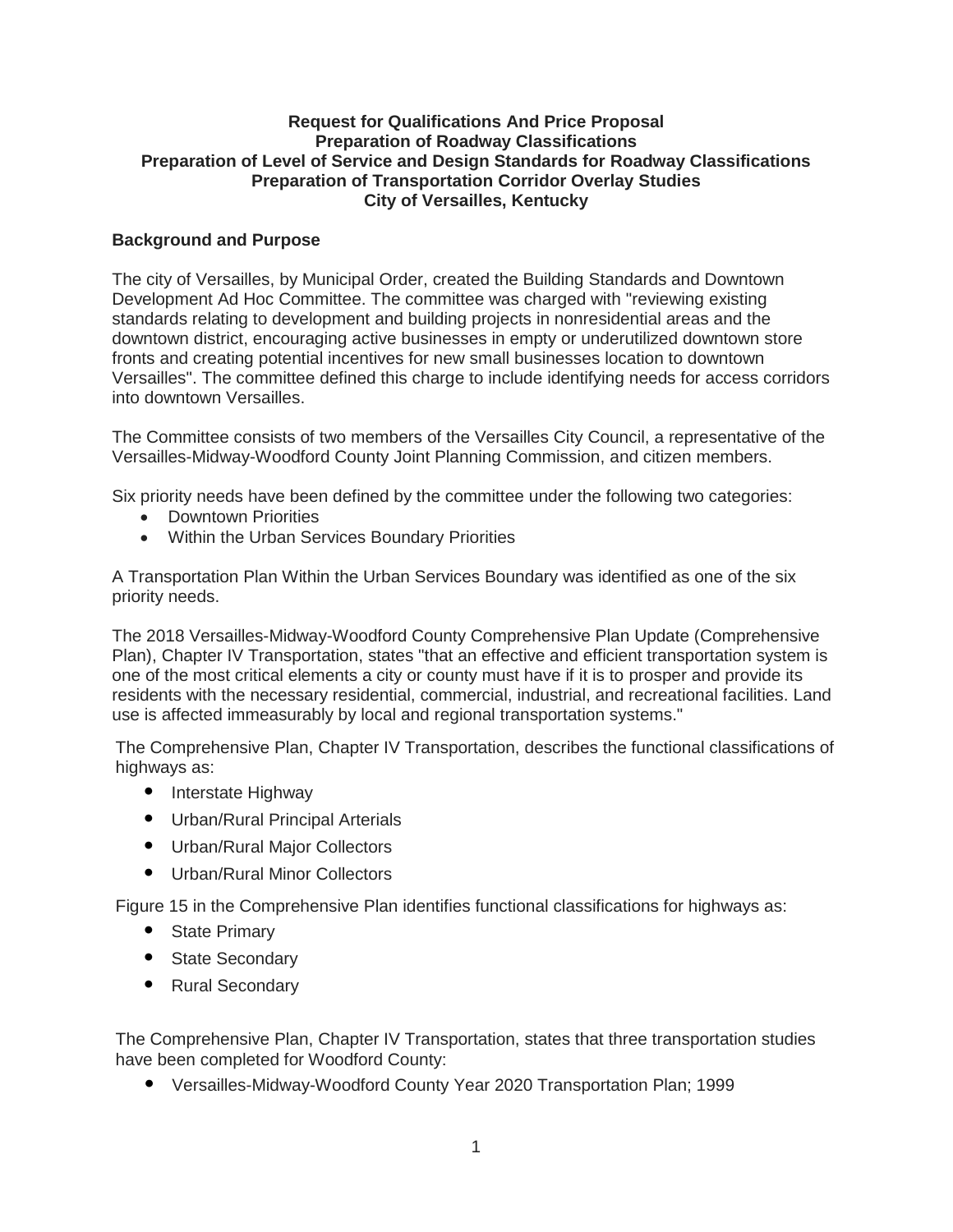**Request for Qualifications And Price Proposal**
**Preparation of Roadway Classifications**
**Preparation of Level of Service and Design Standards for Roadway Classifications**
**Preparation of Transportation Corridor Overlay Studies**
**City of Versailles, Kentucky**

## Background and Purpose

The city of Versailles, by Municipal Order, created the Building Standards and Downtown Development Ad Hoc Committee. The committee was charged with "reviewing existing standards relating to development and building projects in nonresidential areas and the downtown district, encouraging active businesses in empty or underutilized downtown store fronts and creating potential incentives for new small businesses location to downtown Versailles". The committee defined this charge to include identifying needs for access corridors into downtown Versailles.

The Committee consists of two members of the Versailles City Council, a representative of the Versailles-Midway-Woodford County Joint Planning Commission, and citizen members.

Six priority needs have been defined by the committee under the following two categories:

- Downtown Priorities
- Within the Urban Services Boundary Priorities

A Transportation Plan Within the Urban Services Boundary was identified as one of the six priority needs.

The 2018 Versailles-Midway-Woodford County Comprehensive Plan Update (Comprehensive Plan), Chapter IV Transportation, states "that an effective and efficient transportation system is one of the most critical elements a city or county must have if it is to prosper and provide its residents with the necessary residential, commercial, industrial, and recreational facilities. Land use is affected immeasurably by local and regional transportation systems."

The Comprehensive Plan, Chapter IV Transportation, describes the functional classifications of highways as:

- Interstate Highway
- Urban/Rural Principal Arterials
- Urban/Rural Major Collectors
- Urban/Rural Minor Collectors

Figure 15 in the Comprehensive Plan identifies functional classifications for highways as:

- State Primary
- State Secondary
- Rural Secondary

The Comprehensive Plan, Chapter IV Transportation, states that three transportation studies have been completed for Woodford County:

- Versailles-Midway-Woodford County Year 2020 Transportation Plan; 1999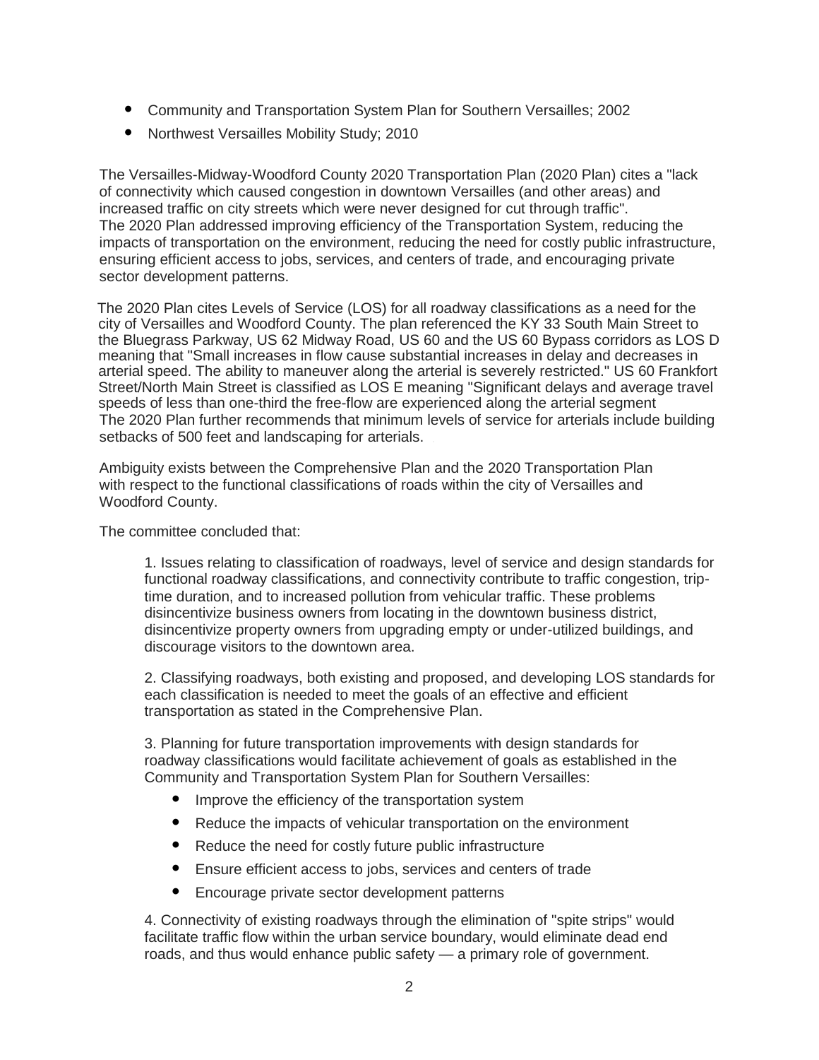- Community and Transportation System Plan for Southern Versailles; 2002
- Northwest Versailles Mobility Study; 2010

The Versailles-Midway-Woodford County 2020 Transportation Plan (2020 Plan) cites a "lack of connectivity which caused congestion in downtown Versailles (and other areas) and increased traffic on city streets which were never designed for cut through traffic". The 2020 Plan addressed improving efficiency of the Transportation System, reducing the impacts of transportation on the environment, reducing the need for costly public infrastructure, ensuring efficient access to jobs, services, and centers of trade, and encouraging private sector development patterns.

The 2020 Plan cites Levels of Service (LOS) for all roadway classifications as a need for the city of Versailles and Woodford County. The plan referenced the KY 33 South Main Street to the Bluegrass Parkway, US 62 Midway Road, US 60 and the US 60 Bypass corridors as LOS D meaning that "Small increases in flow cause substantial increases in delay and decreases in arterial speed. The ability to maneuver along the arterial is severely restricted." US 60 Frankfort Street/North Main Street is classified as LOS E meaning "Significant delays and average travel speeds of less than one-third the free-flow are experienced along the arterial segment The 2020 Plan further recommends that minimum levels of service for arterials include building setbacks of 500 feet and landscaping for arterials.

Ambiguity exists between the Comprehensive Plan and the 2020 Transportation Plan with respect to the functional classifications of roads within the city of Versailles and Woodford County.

The committee concluded that:

1. Issues relating to classification of roadways, level of service and design standards for functional roadway classifications, and connectivity contribute to traffic congestion, trip-time duration, and to increased pollution from vehicular traffic. These problems disincentivize business owners from locating in the downtown business district, disincentivize property owners from upgrading empty or under-utilized buildings, and discourage visitors to the downtown area.

2. Classifying roadways, both existing and proposed, and developing LOS standards for each classification is needed to meet the goals of an effective and efficient transportation as stated in the Comprehensive Plan.

3. Planning for future transportation improvements with design standards for roadway classifications would facilitate achievement of goals as established in the Community and Transportation System Plan for Southern Versailles:
   - Improve the efficiency of the transportation system
   - Reduce the impacts of vehicular transportation on the environment
   - Reduce the need for costly future public infrastructure
   - Ensure efficient access to jobs, services and centers of trade
   - Encourage private sector development patterns

4. Connectivity of existing roadways through the elimination of "spite strips" would facilitate traffic flow within the urban service boundary, would eliminate dead end roads, and thus would enhance public safety — a primary role of government.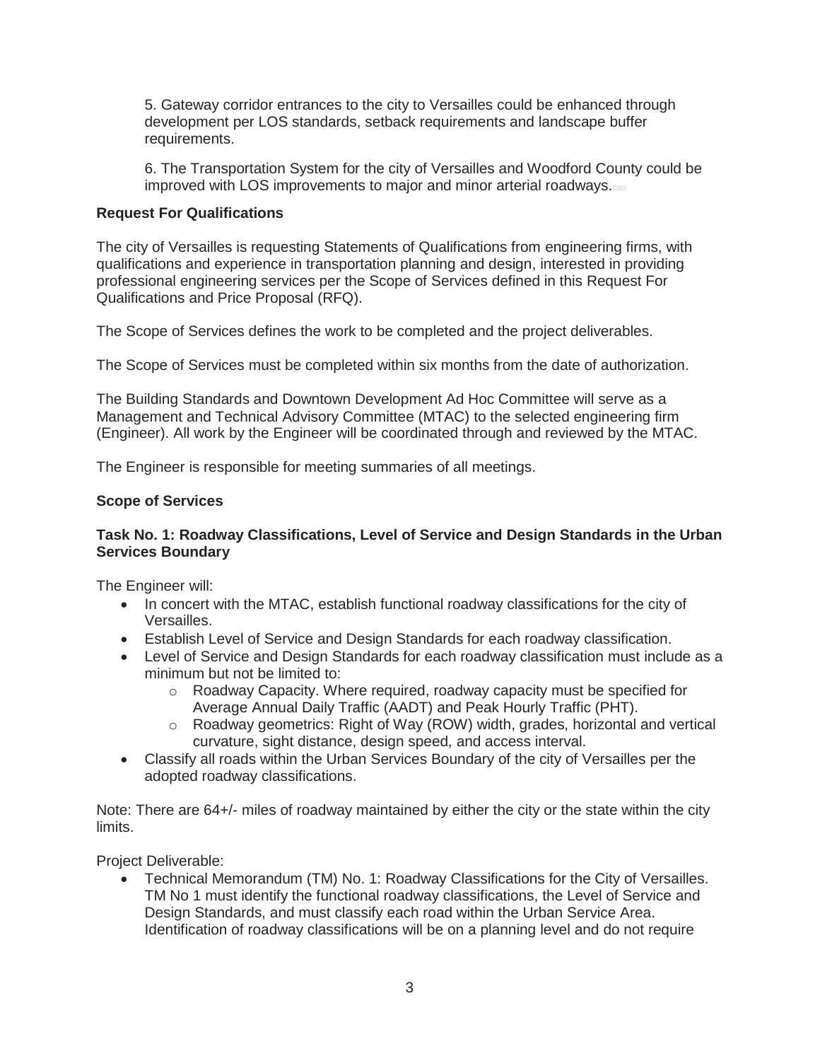5. Gateway corridor entrances to the city to Versailles could be enhanced through development per LOS standards, setback requirements and landscape buffer requirements.

6. The Transportation System for the city of Versailles and Woodford County could be improved with LOS improvements to major and minor arterial roadways.

**Request For Qualifications**

The city of Versailles is requesting Statements of Qualifications from engineering firms, with qualifications and experience in transportation planning and design, interested in providing professional engineering services per the Scope of Services defined in this Request For Qualifications and Price Proposal (RFQ).

The Scope of Services defines the work to be completed and the project deliverables.

The Scope of Services must be completed within six months from the date of authorization.

The Building Standards and Downtown Development Ad Hoc Committee will serve as a Management and Technical Advisory Committee (MTAC) to the selected engineering firm (Engineer). All work by the Engineer will be coordinated through and reviewed by the MTAC.

The Engineer is responsible for meeting summaries of all meetings.

**Scope of Services**

**Task No. 1: Roadway Classifications, Level of Service and Design Standards in the Urban Services Boundary**

The Engineer will:

- In concert with the MTAC, establish functional roadway classifications for the city of Versailles.
- Establish Level of Service and Design Standards for each roadway classification.
- Level of Service and Design Standards for each roadway classification must include as a minimum but not be limited to:
  - Roadway Capacity. Where required, roadway capacity must be specified for Average Annual Daily Traffic (AADT) and Peak Hourly Traffic (PHT).
  - Roadway geometrics: Right of Way (ROW) width, grades, horizontal and vertical curvature, sight distance, design speed, and access interval.
- Classify all roads within the Urban Services Boundary of the city of Versailles per the adopted roadway classifications.

Note: There are 64+/- miles of roadway maintained by either the city or the state within the city limits.

Project Deliverable:

- Technical Memorandum (TM) No. 1: Roadway Classifications for the City of Versailles. TM No 1 must identify the functional roadway classifications, the Level of Service and Design Standards, and must classify each road within the Urban Service Area. Identification of roadway classifications will be on a planning level and do not require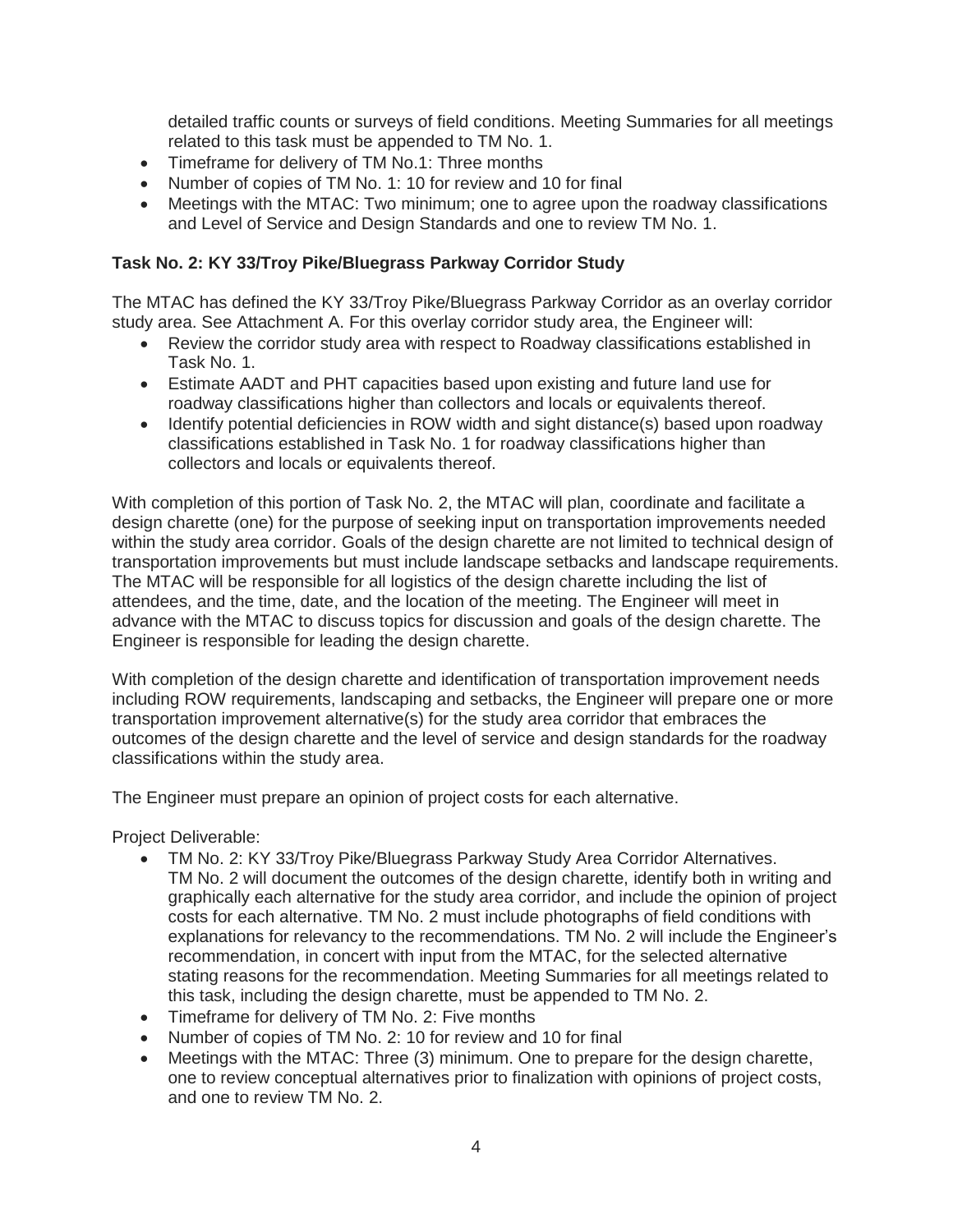detailed traffic counts or surveys of field conditions. Meeting Summaries for all meetings related to this task must be appended to TM No. 1.

- Timeframe for delivery of TM No.1: Three months
- Number of copies of TM No. 1: 10 for review and 10 for final
- Meetings with the MTAC: Two minimum; one to agree upon the roadway classifications and Level of Service and Design Standards and one to review TM No. 1.

**Task No. 2: KY 33/Troy Pike/Bluegrass Parkway Corridor Study**

The MTAC has defined the KY 33/Troy Pike/Bluegrass Parkway Corridor as an overlay corridor study area. See Attachment A. For this overlay corridor study area, the Engineer will:

- Review the corridor study area with respect to Roadway classifications established in Task No. 1.
- Estimate AADT and PHT capacities based upon existing and future land use for roadway classifications higher than collectors and locals or equivalents thereof.
- Identify potential deficiencies in ROW width and sight distance(s) based upon roadway classifications established in Task No. 1 for roadway classifications higher than collectors and locals or equivalents thereof.

With completion of this portion of Task No. 2, the MTAC will plan, coordinate and facilitate a design charette (one) for the purpose of seeking input on transportation improvements needed within the study area corridor. Goals of the design charette are not limited to technical design of transportation improvements but must include landscape setbacks and landscape requirements. The MTAC will be responsible for all logistics of the design charette including the list of attendees, and the time, date, and the location of the meeting. The Engineer will meet in advance with the MTAC to discuss topics for discussion and goals of the design charette. The Engineer is responsible for leading the design charette.

With completion of the design charette and identification of transportation improvement needs including ROW requirements, landscaping and setbacks, the Engineer will prepare one or more transportation improvement alternative(s) for the study area corridor that embraces the outcomes of the design charette and the level of service and design standards for the roadway classifications within the study area.

The Engineer must prepare an opinion of project costs for each alternative.

Project Deliverable:

- TM No. 2: KY 33/Troy Pike/Bluegrass Parkway Study Area Corridor Alternatives. TM No. 2 will document the outcomes of the design charette, identify both in writing and graphically each alternative for the study area corridor, and include the opinion of project costs for each alternative. TM No. 2 must include photographs of field conditions with explanations for relevancy to the recommendations. TM No. 2 will include the Engineer's recommendation, in concert with input from the MTAC, for the selected alternative stating reasons for the recommendation. Meeting Summaries for all meetings related to this task, including the design charette, must be appended to TM No. 2.
- Timeframe for delivery of TM No. 2: Five months
- Number of copies of TM No. 2: 10 for review and 10 for final
- Meetings with the MTAC: Three (3) minimum. One to prepare for the design charette, one to review conceptual alternatives prior to finalization with opinions of project costs, and one to review TM No. 2.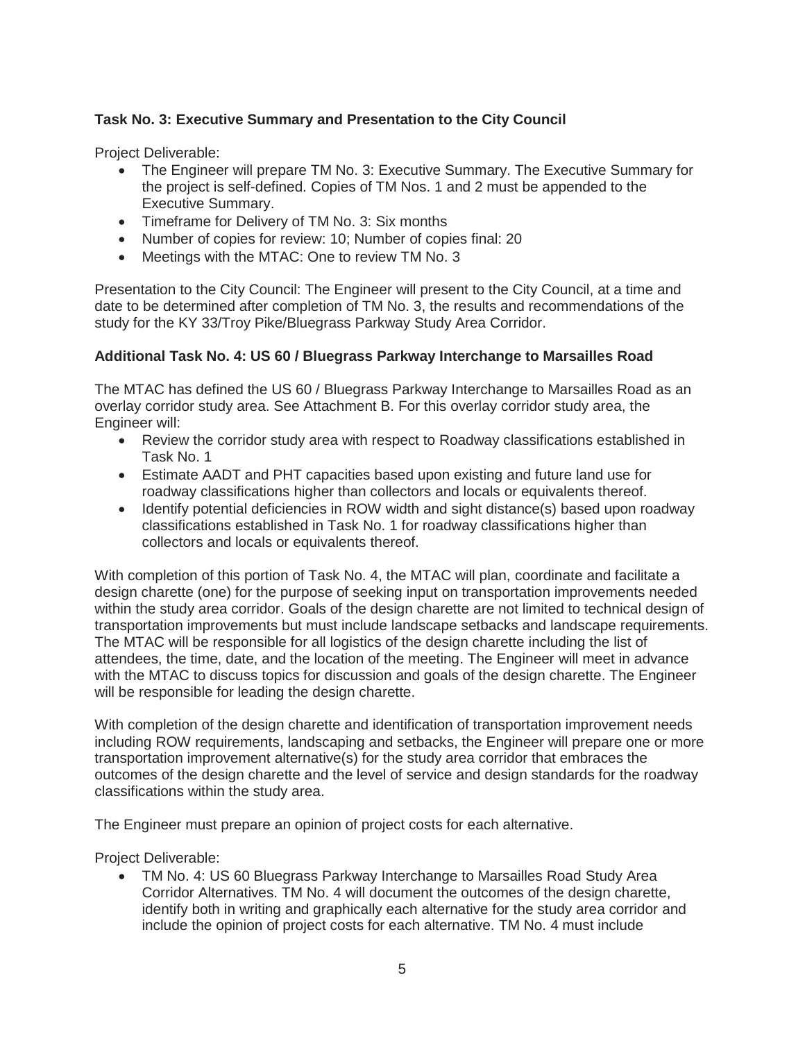### Task No. 3: Executive Summary and Presentation to the City Council

Project Deliverable:

- The Engineer will prepare TM No. 3: Executive Summary. The Executive Summary for the project is self-defined. Copies of TM Nos. 1 and 2 must be appended to the Executive Summary.
- Timeframe for Delivery of TM No. 3: Six months
- Number of copies for review: 10; Number of copies final: 20
- Meetings with the MTAC: One to review TM No. 3

Presentation to the City Council: The Engineer will present to the City Council, at a time and date to be determined after completion of TM No. 3, the results and recommendations of the study for the KY 33/Troy Pike/Bluegrass Parkway Study Area Corridor.

### Additional Task No. 4: US 60 / Bluegrass Parkway Interchange to Marsailles Road

The MTAC has defined the US 60 / Bluegrass Parkway Interchange to Marsailles Road as an overlay corridor study area. See Attachment B. For this overlay corridor study area, the Engineer will:

- Review the corridor study area with respect to Roadway classifications established in Task No. 1
- Estimate AADT and PHT capacities based upon existing and future land use for roadway classifications higher than collectors and locals or equivalents thereof.
- Identify potential deficiencies in ROW width and sight distance(s) based upon roadway classifications established in Task No. 1 for roadway classifications higher than collectors and locals or equivalents thereof.

With completion of this portion of Task No. 4, the MTAC will plan, coordinate and facilitate a design charette (one) for the purpose of seeking input on transportation improvements needed within the study area corridor. Goals of the design charette are not limited to technical design of transportation improvements but must include landscape setbacks and landscape requirements. The MTAC will be responsible for all logistics of the design charette including the list of attendees, the time, date, and the location of the meeting. The Engineer will meet in advance with the MTAC to discuss topics for discussion and goals of the design charette. The Engineer will be responsible for leading the design charette.

With completion of the design charette and identification of transportation improvement needs including ROW requirements, landscaping and setbacks, the Engineer will prepare one or more transportation improvement alternative(s) for the study area corridor that embraces the outcomes of the design charette and the level of service and design standards for the roadway classifications within the study area.

The Engineer must prepare an opinion of project costs for each alternative.

Project Deliverable:

- TM No. 4: US 60 Bluegrass Parkway Interchange to Marsailles Road Study Area Corridor Alternatives. TM No. 4 will document the outcomes of the design charette, identify both in writing and graphically each alternative for the study area corridor and include the opinion of project costs for each alternative. TM No. 4 must include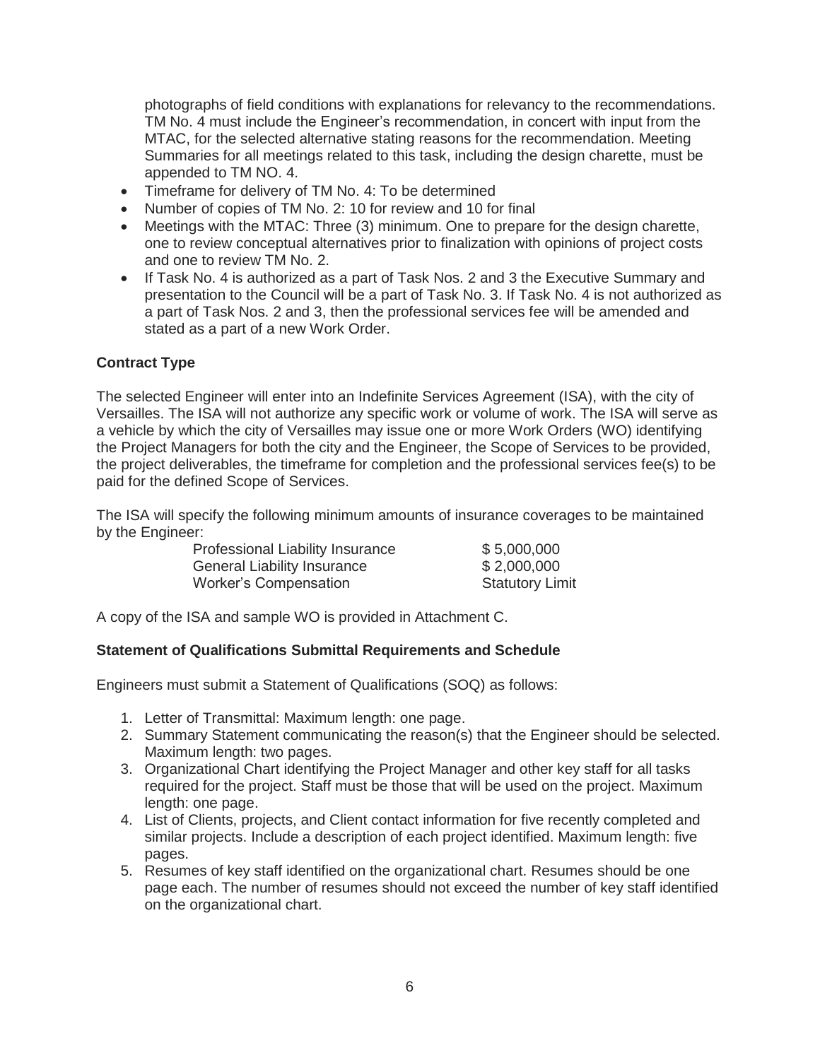photographs of field conditions with explanations for relevancy to the recommendations. TM No. 4 must include the Engineer's recommendation, in concert with input from the MTAC, for the selected alternative stating reasons for the recommendation. Meeting Summaries for all meetings related to this task, including the design charette, must be appended to TM NO. 4.

- Timeframe for delivery of TM No. 4: To be determined
- Number of copies of TM No. 2: 10 for review and 10 for final
- Meetings with the MTAC: Three (3) minimum. One to prepare for the design charette, one to review conceptual alternatives prior to finalization with opinions of project costs and one to review TM No. 2.
- If Task No. 4 is authorized as a part of Task Nos. 2 and 3 the Executive Summary and presentation to the Council will be a part of Task No. 3. If Task No. 4 is not authorized as a part of Task Nos. 2 and 3, then the professional services fee will be amended and stated as a part of a new Work Order.

**Contract Type**

The selected Engineer will enter into an Indefinite Services Agreement (ISA), with the city of Versailles. The ISA will not authorize any specific work or volume of work. The ISA will serve as a vehicle by which the city of Versailles may issue one or more Work Orders (WO) identifying the Project Managers for both the city and the Engineer, the Scope of Services to be provided, the project deliverables, the timeframe for completion and the professional services fee(s) to be paid for the defined Scope of Services.

The ISA will specify the following minimum amounts of insurance coverages to be maintained by the Engineer:

| | |
|---|---|
| Professional Liability Insurance | $ 5,000,000 |
| General Liability Insurance | $ 2,000,000 |
| Worker's Compensation | Statutory Limit |

A copy of the ISA and sample WO is provided in Attachment C.

**Statement of Qualifications Submittal Requirements and Schedule**

Engineers must submit a Statement of Qualifications (SOQ) as follows:

1. Letter of Transmittal: Maximum length: one page.
2. Summary Statement communicating the reason(s) that the Engineer should be selected. Maximum length: two pages.
3. Organizational Chart identifying the Project Manager and other key staff for all tasks required for the project. Staff must be those that will be used on the project. Maximum length: one page.
4. List of Clients, projects, and Client contact information for five recently completed and similar projects. Include a description of each project identified. Maximum length: five pages.
5. Resumes of key staff identified on the organizational chart. Resumes should be one page each. The number of resumes should not exceed the number of key staff identified on the organizational chart.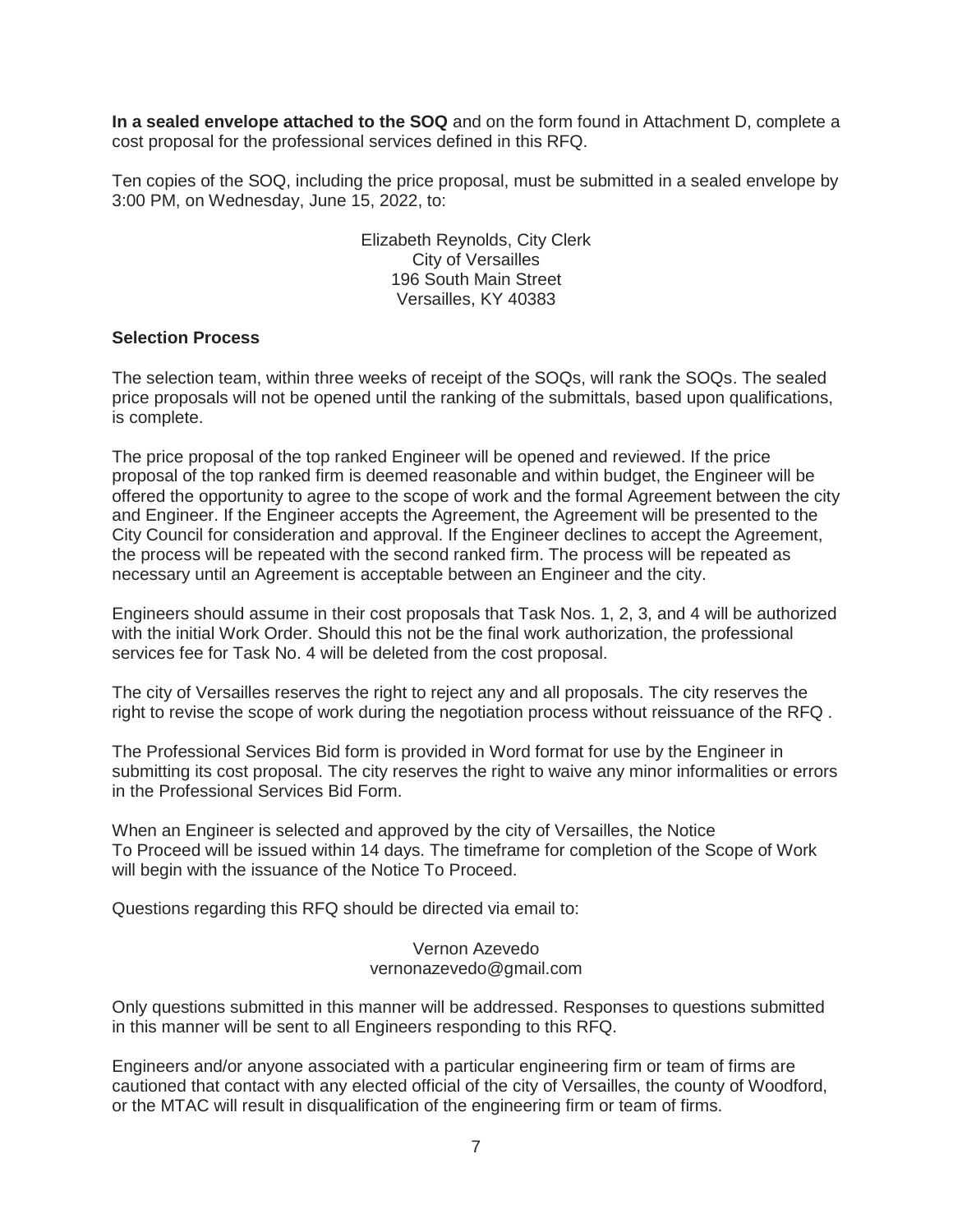**In a sealed envelope attached to the SOQ** and on the form found in Attachment D, complete a cost proposal for the professional services defined in this RFQ.

Ten copies of the SOQ, including the price proposal, must be submitted in a sealed envelope by 3:00 PM, on Wednesday, June 15, 2022, to:

Elizabeth Reynolds, City Clerk
City of Versailles
196 South Main Street
Versailles, KY 40383

**Selection Process**

The selection team, within three weeks of receipt of the SOQs, will rank the SOQs. The sealed price proposals will not be opened until the ranking of the submittals, based upon qualifications, is complete.

The price proposal of the top ranked Engineer will be opened and reviewed. If the price proposal of the top ranked firm is deemed reasonable and within budget, the Engineer will be offered the opportunity to agree to the scope of work and the formal Agreement between the city and Engineer. If the Engineer accepts the Agreement, the Agreement will be presented to the City Council for consideration and approval. If the Engineer declines to accept the Agreement, the process will be repeated with the second ranked firm. The process will be repeated as necessary until an Agreement is acceptable between an Engineer and the city.

Engineers should assume in their cost proposals that Task Nos. 1, 2, 3, and 4 will be authorized with the initial Work Order. Should this not be the final work authorization, the professional services fee for Task No. 4 will be deleted from the cost proposal.

The city of Versailles reserves the right to reject any and all proposals. The city reserves the right to revise the scope of work during the negotiation process without reissuance of the RFQ .

The Professional Services Bid form is provided in Word format for use by the Engineer in submitting its cost proposal. The city reserves the right to waive any minor informalities or errors in the Professional Services Bid Form.

When an Engineer is selected and approved by the city of Versailles, the Notice To Proceed will be issued within 14 days. The timeframe for completion of the Scope of Work will begin with the issuance of the Notice To Proceed.

Questions regarding this RFQ should be directed via email to:

Vernon Azevedo
vernonazevedo@gmail.com

Only questions submitted in this manner will be addressed. Responses to questions submitted in this manner will be sent to all Engineers responding to this RFQ.

Engineers and/or anyone associated with a particular engineering firm or team of firms are cautioned that contact with any elected official of the city of Versailles, the county of Woodford, or the MTAC will result in disqualification of the engineering firm or team of firms.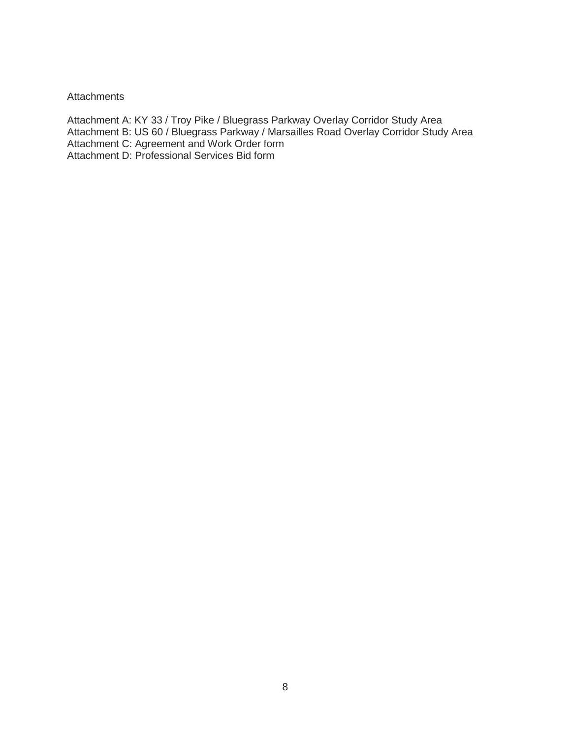Attachments

Attachment A: KY 33 / Troy Pike / Bluegrass Parkway Overlay Corridor Study Area  
Attachment B: US 60 / Bluegrass Parkway / Marsailles Road Overlay Corridor Study Area  
Attachment C: Agreement and Work Order form  
Attachment D: Professional Services Bid form